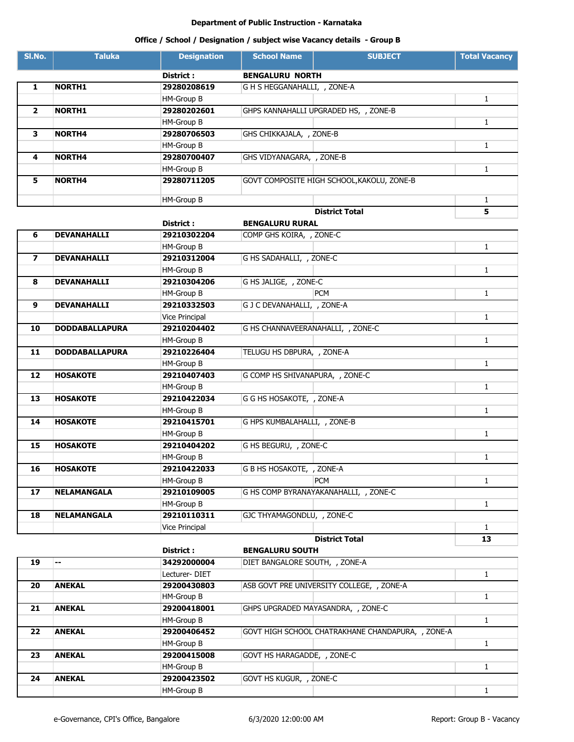**Department of Public Instruction - Karnataka**

**Office / School / Designation / subject wise Vacancy details - Group B**

| Sl.No. | Taluka | Designation | School Name | SUBJECT | Total Vacancy |
|---|---|---|---|---|---|
| | | **District :** | **BENGALURU NORTH** | | |
| **1** | **NORTH1** | **29280208619** | G H S HEGGANAHALLI, , ZONE-A | | |
| | | HM-Group B | | | 1 |
| **2** | **NORTH1** | **29280202601** | GHPS KANNAHALLI UPGRADED HS, , ZONE-B | | |
| | | HM-Group B | | | 1 |
| **3** | **NORTH4** | **29280706503** | GHS CHIKKAJALA, , ZONE-B | | |
| | | HM-Group B | | | 1 |
| **4** | **NORTH4** | **29280700407** | GHS VIDYANAGARA, , ZONE-B | | |
| | | HM-Group B | | | 1 |
| **5** | **NORTH4** | **29280711205** | GOVT COMPOSITE HIGH SCHOOL,KAKOLU, ZONE-B | | |
| | | HM-Group B | | | 1 |
| | | | | **District Total** | **5** |
| | | **District :** | **BENGALURU RURAL** | | |
| **6** | **DEVANAHALLI** | **29210302204** | COMP GHS KOIRA, , ZONE-C | | |
| | | HM-Group B | | | 1 |
| **7** | **DEVANAHALLI** | **29210312004** | G HS SADAHALLI, , ZONE-C | | |
| | | HM-Group B | | | 1 |
| **8** | **DEVANAHALLI** | **29210304206** | G HS JALIGE, , ZONE-C | | |
| | | HM-Group B | | PCM | 1 |
| **9** | **DEVANAHALLI** | **29210332503** | G J C DEVANAHALLI, , ZONE-A | | |
| | | Vice Principal | | | 1 |
| **10** | **DODDABALLAPURA** | **29210204402** | G HS CHANNAVEERANAHALLI, , ZONE-C | | |
| | | HM-Group B | | | 1 |
| **11** | **DODDABALLAPURA** | **29210226404** | TELUGU HS DBPURA, , ZONE-A | | |
| | | HM-Group B | | | 1 |
| **12** | **HOSAKOTE** | **29210407403** | G COMP HS SHIVANAPURA, , ZONE-C | | |
| | | HM-Group B | | | 1 |
| **13** | **HOSAKOTE** | **29210422034** | G G HS HOSAKOTE, , ZONE-A | | |
| | | HM-Group B | | | 1 |
| **14** | **HOSAKOTE** | **29210415701** | G HPS KUMBALAHALLI, , ZONE-B | | |
| | | HM-Group B | | | 1 |
| **15** | **HOSAKOTE** | **29210404202** | G HS BEGURU, , ZONE-C | | |
| | | HM-Group B | | | 1 |
| **16** | **HOSAKOTE** | **29210422033** | G B HS HOSAKOTE, , ZONE-A | | |
| | | HM-Group B | | PCM | 1 |
| **17** | **NELAMANGALA** | **29210109005** | G HS COMP BYRANAYAKANAHALLI, , ZONE-C | | |
| | | HM-Group B | | | 1 |
| **18** | **NELAMANGALA** | **29210110311** | GJC THYAMAGONDLU, , ZONE-C | | |
| | | Vice Principal | | | 1 |
| | | | | **District Total** | **13** |
| | | **District :** | **BENGALURU SOUTH** | | |
| **19** | **--** | **34292000004** | DIET BANGALORE SOUTH, , ZONE-A | | |
| | | Lecturer- DIET | | | 1 |
| **20** | **ANEKAL** | **29200430803** | ASB GOVT PRE UNIVERSITY COLLEGE, , ZONE-A | | |
| | | HM-Group B | | | 1 |
| **21** | **ANEKAL** | **29200418001** | GHPS UPGRADED MAYASANDRA, , ZONE-C | | |
| | | HM-Group B | | | 1 |
| **22** | **ANEKAL** | **29200406452** | GOVT HIGH SCHOOL CHATRAKHANE CHANDAPURA, , ZONE-A | | |
| | | HM-Group B | | | 1 |
| **23** | **ANEKAL** | **29200415008** | GOVT HS HARAGADDE, , ZONE-C | | |
| | | HM-Group B | | | 1 |
| **24** | **ANEKAL** | **29200423502** | GOVT HS KUGUR, , ZONE-C | | |
| | | HM-Group B | | | 1 |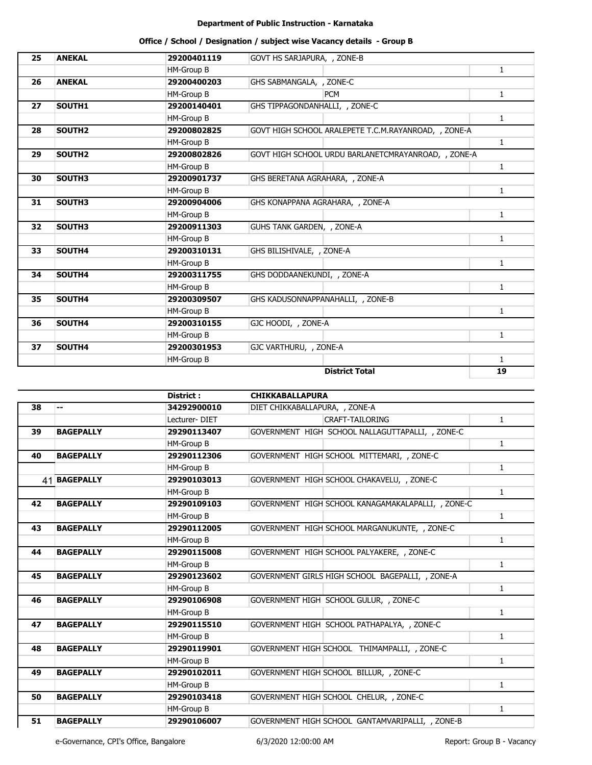**Department of Public Instruction - Karnataka**

**Office / School / Designation / subject wise Vacancy details - Group B**

| | | | | | |
|---|---|---|---|---|---|
| **25** | **ANEKAL** | **29200401119** | GOVT HS SARJAPURA, , ZONE-B | | |
| | | HM-Group B | | | 1 |
| **26** | **ANEKAL** | **29200400203** | GHS SABMANGALA, , ZONE-C | | |
| | | HM-Group B | | PCM | 1 |
| **27** | **SOUTH1** | **29200140401** | GHS TIPPAGONDANHALLI, , ZONE-C | | |
| | | HM-Group B | | | 1 |
| **28** | **SOUTH2** | **29200802825** | GOVT HIGH SCHOOL ARALEPETE T.C.M.RAYANROAD, , ZONE-A | | |
| | | HM-Group B | | | 1 |
| **29** | **SOUTH2** | **29200802826** | GOVT HIGH SCHOOL URDU BARLANETCMRAYANROAD, , ZONE-A | | |
| | | HM-Group B | | | 1 |
| **30** | **SOUTH3** | **29200901737** | GHS BERETANA AGRAHARA, , ZONE-A | | |
| | | HM-Group B | | | 1 |
| **31** | **SOUTH3** | **29200904006** | GHS KONAPPANA AGRAHARA, , ZONE-A | | |
| | | HM-Group B | | | 1 |
| **32** | **SOUTH3** | **29200911303** | GUHS TANK GARDEN, , ZONE-A | | |
| | | HM-Group B | | | 1 |
| **33** | **SOUTH4** | **29200310131** | GHS BILISHIVALE, , ZONE-A | | |
| | | HM-Group B | | | 1 |
| **34** | **SOUTH4** | **29200311755** | GHS DODDAANEKUNDI, , ZONE-A | | |
| | | HM-Group B | | | 1 |
| **35** | **SOUTH4** | **29200309507** | GHS KADUSONNAPPANAHALLI, , ZONE-B | | |
| | | HM-Group B | | | 1 |
| **36** | **SOUTH4** | **29200310155** | GJC HOODI, , ZONE-A | | |
| | | HM-Group B | | | 1 |
| **37** | **SOUTH4** | **29200301953** | GJC VARTHURU, , ZONE-A | | |
| | | HM-Group B | | | 1 |
| | | | | **District Total** | **19** |

| | | | | | |
|---|---|---|---|---|---|
| | | **District :** | **CHIKKABALLAPURA** | | |
| **38** | **--** | **34292900010** | DIET CHIKKABALLAPURA, , ZONE-A | | |
| | | Lecturer- DIET | | CRAFT-TAILORING | 1 |
| **39** | **BAGEPALLY** | **29290113407** | GOVERNMENT HIGH SCHOOL NALLAGUTTAPALLI, , ZONE-C | | |
| | | HM-Group B | | | 1 |
| **40** | **BAGEPALLY** | **29290112306** | GOVERNMENT HIGH SCHOOL MITTEMARI, , ZONE-C | | |
| | | HM-Group B | | | 1 |
| 41 | **BAGEPALLY** | **29290103013** | GOVERNMENT HIGH SCHOOL CHAKAVELU, , ZONE-C | | |
| | | HM-Group B | | | 1 |
| **42** | **BAGEPALLY** | **29290109103** | GOVERNMENT HIGH SCHOOL KANAGAMAKALAPALLI, , ZONE-C | | |
| | | HM-Group B | | | 1 |
| **43** | **BAGEPALLY** | **29290112005** | GOVERNMENT HIGH SCHOOL MARGANUKUNTE, , ZONE-C | | |
| | | HM-Group B | | | 1 |
| **44** | **BAGEPALLY** | **29290115008** | GOVERNMENT HIGH SCHOOL PALYAKERE, , ZONE-C | | |
| | | HM-Group B | | | 1 |
| **45** | **BAGEPALLY** | **29290123602** | GOVERNMENT GIRLS HIGH SCHOOL BAGEPALLI, , ZONE-A | | |
| | | HM-Group B | | | 1 |
| **46** | **BAGEPALLY** | **29290106908** | GOVERNMENT HIGH SCHOOL GULUR, , ZONE-C | | |
| | | HM-Group B | | | 1 |
| **47** | **BAGEPALLY** | **29290115510** | GOVERNMENT HIGH SCHOOL PATHAPALYA, , ZONE-C | | |
| | | HM-Group B | | | 1 |
| **48** | **BAGEPALLY** | **29290119901** | GOVERNMENT HIGH SCHOOL THIMAMPALLI, , ZONE-C | | |
| | | HM-Group B | | | 1 |
| **49** | **BAGEPALLY** | **29290102011** | GOVERNMENT HIGH SCHOOL BILLUR, , ZONE-C | | |
| | | HM-Group B | | | 1 |
| **50** | **BAGEPALLY** | **29290103418** | GOVERNMENT HIGH SCHOOL CHELUR, , ZONE-C | | |
| | | HM-Group B | | | 1 |
| **51** | **BAGEPALLY** | **29290106007** | GOVERNMENT HIGH SCHOOL GANTAMVARIPALLI, , ZONE-B | | |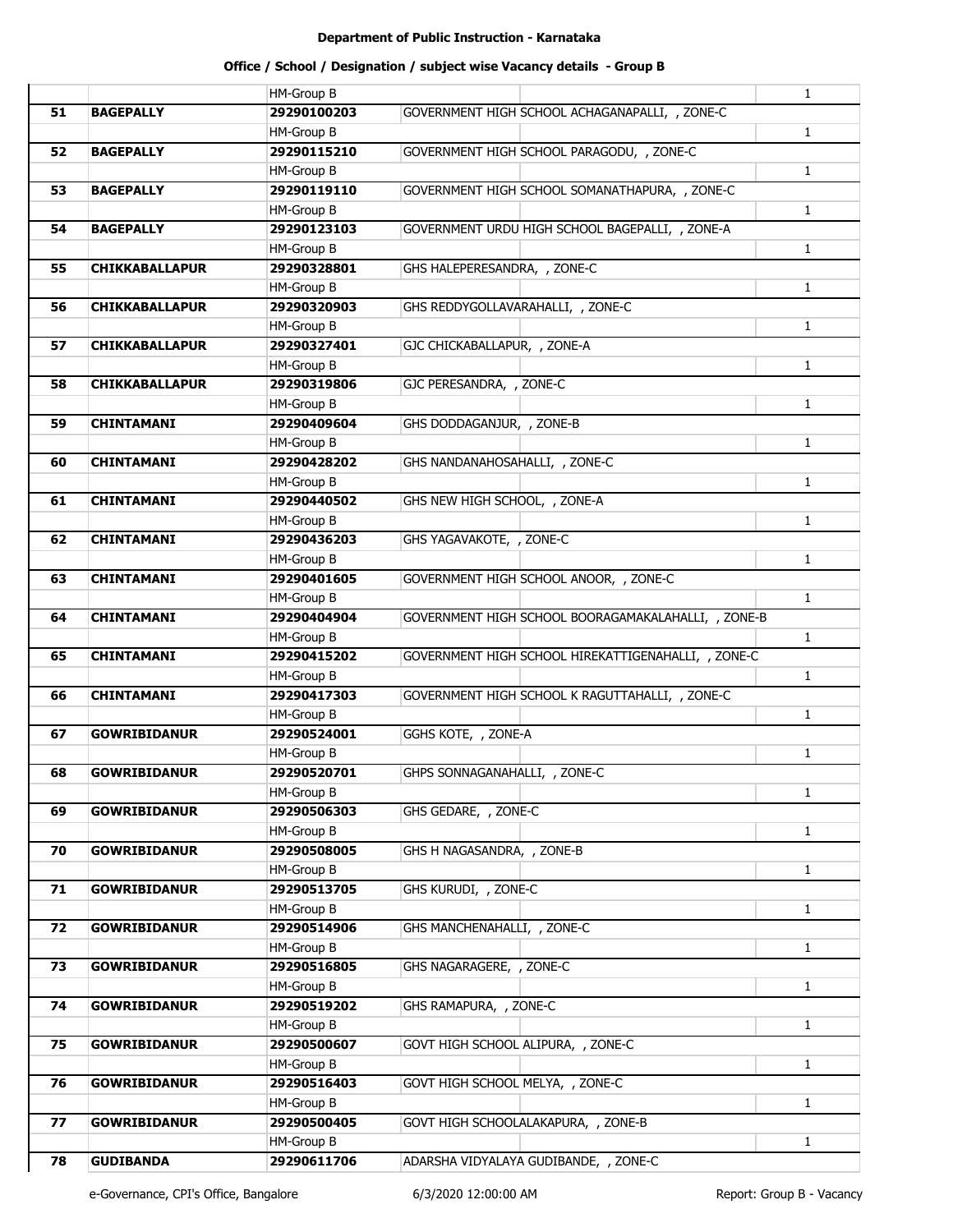**Department of Public Instruction - Karnataka**

**Office / School / Designation / subject wise Vacancy details - Group B**

| | | | | | |
|---|---|---|---|---|---|
| | | HM-Group B | | | 1 |
| **51** | **BAGEPALLY** | **29290100203** | GOVERNMENT HIGH SCHOOL ACHAGANAPALLI, , ZONE-C | | |
| | | HM-Group B | | | 1 |
| **52** | **BAGEPALLY** | **29290115210** | GOVERNMENT HIGH SCHOOL PARAGODU, , ZONE-C | | |
| | | HM-Group B | | | 1 |
| **53** | **BAGEPALLY** | **29290119110** | GOVERNMENT HIGH SCHOOL SOMANATHAPURA, , ZONE-C | | |
| | | HM-Group B | | | 1 |
| **54** | **BAGEPALLY** | **29290123103** | GOVERNMENT URDU HIGH SCHOOL BAGEPALLI, , ZONE-A | | |
| | | HM-Group B | | | 1 |
| **55** | **CHIKKABALLAPUR** | **29290328801** | GHS HALEPERESANDRA, , ZONE-C | | |
| | | HM-Group B | | | 1 |
| **56** | **CHIKKABALLAPUR** | **29290320903** | GHS REDDYGOLLAVARAHALLI, , ZONE-C | | |
| | | HM-Group B | | | 1 |
| **57** | **CHIKKABALLAPUR** | **29290327401** | GJC CHICKABALLAPUR, , ZONE-A | | |
| | | HM-Group B | | | 1 |
| **58** | **CHIKKABALLAPUR** | **29290319806** | GJC PERESANDRA, , ZONE-C | | |
| | | HM-Group B | | | 1 |
| **59** | **CHINTAMANI** | **29290409604** | GHS DODDAGANJUR, , ZONE-B | | |
| | | HM-Group B | | | 1 |
| **60** | **CHINTAMANI** | **29290428202** | GHS NANDANAHOSAHALLI, , ZONE-C | | |
| | | HM-Group B | | | 1 |
| **61** | **CHINTAMANI** | **29290440502** | GHS NEW HIGH SCHOOL, , ZONE-A | | |
| | | HM-Group B | | | 1 |
| **62** | **CHINTAMANI** | **29290436203** | GHS YAGAVAKOTE, , ZONE-C | | |
| | | HM-Group B | | | 1 |
| **63** | **CHINTAMANI** | **29290401605** | GOVERNMENT HIGH SCHOOL ANOOR, , ZONE-C | | |
| | | HM-Group B | | | 1 |
| **64** | **CHINTAMANI** | **29290404904** | GOVERNMENT HIGH SCHOOL BOORAGAMAKALAHALLI, , ZONE-B | | |
| | | HM-Group B | | | 1 |
| **65** | **CHINTAMANI** | **29290415202** | GOVERNMENT HIGH SCHOOL HIREKATTIGENAHALLI, , ZONE-C | | |
| | | HM-Group B | | | 1 |
| **66** | **CHINTAMANI** | **29290417303** | GOVERNMENT HIGH SCHOOL K RAGUTTAHALLI, , ZONE-C | | |
| | | HM-Group B | | | 1 |
| **67** | **GOWRIBIDANUR** | **29290524001** | GGHS KOTE, , ZONE-A | | |
| | | HM-Group B | | | 1 |
| **68** | **GOWRIBIDANUR** | **29290520701** | GHPS SONNAGANAHALLI, , ZONE-C | | |
| | | HM-Group B | | | 1 |
| **69** | **GOWRIBIDANUR** | **29290506303** | GHS GEDARE, , ZONE-C | | |
| | | HM-Group B | | | 1 |
| **70** | **GOWRIBIDANUR** | **29290508005** | GHS H NAGASANDRA, , ZONE-B | | |
| | | HM-Group B | | | 1 |
| **71** | **GOWRIBIDANUR** | **29290513705** | GHS KURUDI, , ZONE-C | | |
| | | HM-Group B | | | 1 |
| **72** | **GOWRIBIDANUR** | **29290514906** | GHS MANCHENAHALLI, , ZONE-C | | |
| | | HM-Group B | | | 1 |
| **73** | **GOWRIBIDANUR** | **29290516805** | GHS NAGARAGERE, , ZONE-C | | |
| | | HM-Group B | | | 1 |
| **74** | **GOWRIBIDANUR** | **29290519202** | GHS RAMAPURA, , ZONE-C | | |
| | | HM-Group B | | | 1 |
| **75** | **GOWRIBIDANUR** | **29290500607** | GOVT HIGH SCHOOL ALIPURA, , ZONE-C | | |
| | | HM-Group B | | | 1 |
| **76** | **GOWRIBIDANUR** | **29290516403** | GOVT HIGH SCHOOL MELYA, , ZONE-C | | |
| | | HM-Group B | | | 1 |
| **77** | **GOWRIBIDANUR** | **29290500405** | GOVT HIGH SCHOOLALAKAPURA, , ZONE-B | | |
| | | HM-Group B | | | 1 |
| **78** | **GUDIBANDA** | **29290611706** | ADARSHA VIDYALAYA GUDIBANDE, , ZONE-C | | |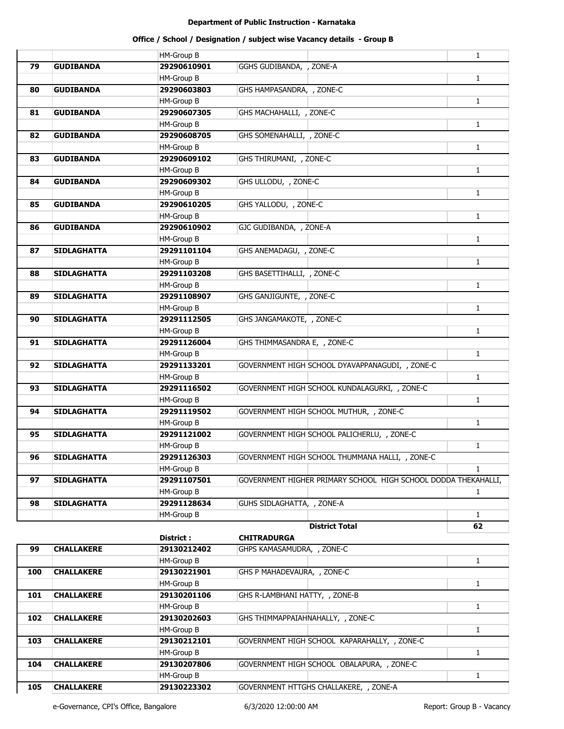**Department of Public Instruction - Karnataka**

**Office / School / Designation / subject wise Vacancy details - Group B**

| | | | | |
|---|---|---|---|---|
| | | HM-Group B | | 1 |
| **79** | **GUDIBANDA** | **29290610901** | GGHS GUDIBANDA, , ZONE-A | |
| | | HM-Group B | | 1 |
| **80** | **GUDIBANDA** | **29290603803** | GHS HAMPASANDRA, , ZONE-C | |
| | | HM-Group B | | 1 |
| **81** | **GUDIBANDA** | **29290607305** | GHS MACHAHALLI, , ZONE-C | |
| | | HM-Group B | | 1 |
| **82** | **GUDIBANDA** | **29290608705** | GHS SOMENAHALLI, , ZONE-C | |
| | | HM-Group B | | 1 |
| **83** | **GUDIBANDA** | **29290609102** | GHS THIRUMANI, , ZONE-C | |
| | | HM-Group B | | 1 |
| **84** | **GUDIBANDA** | **29290609302** | GHS ULLODU, , ZONE-C | |
| | | HM-Group B | | 1 |
| **85** | **GUDIBANDA** | **29290610205** | GHS YALLODU, , ZONE-C | |
| | | HM-Group B | | 1 |
| **86** | **GUDIBANDA** | **29290610902** | GJC GUDIBANDA, , ZONE-A | |
| | | HM-Group B | | 1 |
| **87** | **SIDLAGHATTA** | **29291101104** | GHS ANEMADAGU, , ZONE-C | |
| | | HM-Group B | | 1 |
| **88** | **SIDLAGHATTA** | **29291103208** | GHS BASETTIHALLI, , ZONE-C | |
| | | HM-Group B | | 1 |
| **89** | **SIDLAGHATTA** | **29291108907** | GHS GANJIGUNTE, , ZONE-C | |
| | | HM-Group B | | 1 |
| **90** | **SIDLAGHATTA** | **29291112505** | GHS JANGAMAKOTE, , ZONE-C | |
| | | HM-Group B | | 1 |
| **91** | **SIDLAGHATTA** | **29291126004** | GHS THIMMASANDRA E, , ZONE-C | |
| | | HM-Group B | | 1 |
| **92** | **SIDLAGHATTA** | **29291133201** | GOVERNMENT HIGH SCHOOL DYAVAPPANAGUDI, , ZONE-C | |
| | | HM-Group B | | 1 |
| **93** | **SIDLAGHATTA** | **29291116502** | GOVERNMENT HIGH SCHOOL KUNDALAGURKI, , ZONE-C | |
| | | HM-Group B | | 1 |
| **94** | **SIDLAGHATTA** | **29291119502** | GOVERNMENT HIGH SCHOOL MUTHUR, , ZONE-C | |
| | | HM-Group B | | 1 |
| **95** | **SIDLAGHATTA** | **29291121002** | GOVERNMENT HIGH SCHOOL PALICHERLU, , ZONE-C | |
| | | HM-Group B | | 1 |
| **96** | **SIDLAGHATTA** | **29291126303** | GOVERNMENT HIGH SCHOOL THUMMANA HALLI, , ZONE-C | |
| | | HM-Group B | | 1 |
| **97** | **SIDLAGHATTA** | **29291107501** | GOVERNMENT HIGHER PRIMARY SCHOOL HIGH SCHOOL DODDA THEKAHALLI, | |
| | | HM-Group B | | 1 |
| **98** | **SIDLAGHATTA** | **29291128634** | GUHS SIDLAGHATTA, , ZONE-A | |
| | | HM-Group B | | 1 |
| | | | **District Total** | **62** |
| | | **District :** | **CHITRADURGA** | |
| **99** | **CHALLAKERE** | **29130212402** | GHPS KAMASAMUDRA, , ZONE-C | |
| | | HM-Group B | | 1 |
| **100** | **CHALLAKERE** | **29130221901** | GHS P MAHADEVAURA, , ZONE-C | |
| | | HM-Group B | | 1 |
| **101** | **CHALLAKERE** | **29130201106** | GHS R-LAMBHANI HATTY, , ZONE-B | |
| | | HM-Group B | | 1 |
| **102** | **CHALLAKERE** | **29130202603** | GHS THIMMAPPAIAHNAHALLY, , ZONE-C | |
| | | HM-Group B | | 1 |
| **103** | **CHALLAKERE** | **29130212101** | GOVERNMENT HIGH SCHOOL KAPARAHALLY, , ZONE-C | |
| | | HM-Group B | | 1 |
| **104** | **CHALLAKERE** | **29130207806** | GOVERNMENT HIGH SCHOOL OBALAPURA, , ZONE-C | |
| | | HM-Group B | | 1 |
| **105** | **CHALLAKERE** | **29130223302** | GOVERNMENT HTTGHS CHALLAKERE, , ZONE-A | |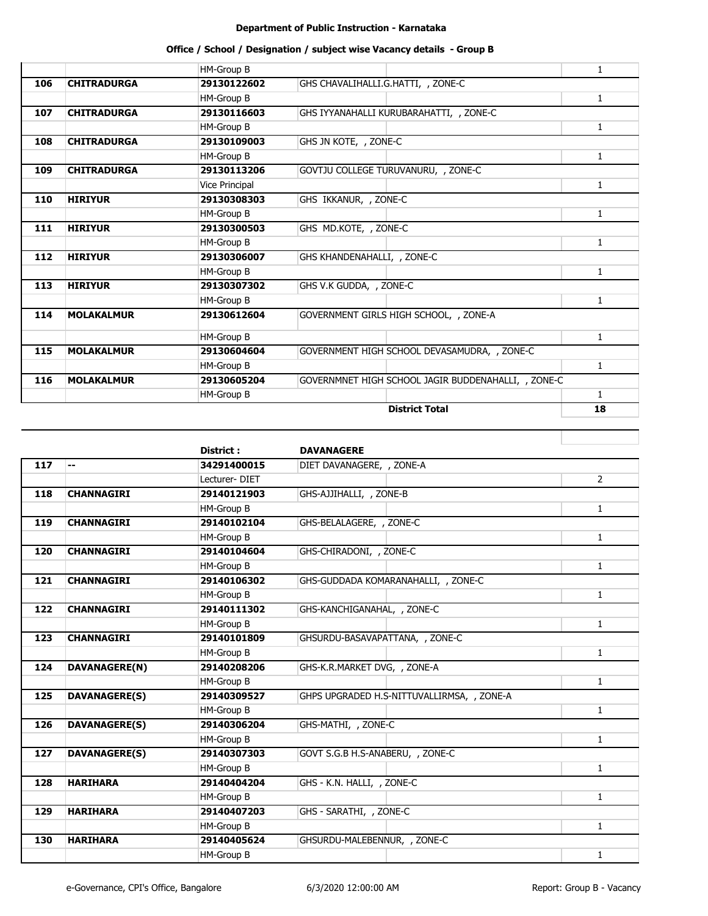# Department of Public Instruction - Karnataka

## Office / School / Designation / subject wise Vacancy details - Group B

| | | | | | |
|---|---|---|---|---|---|
| | | HM-Group B | | | 1 |
| 106 | CHITRADURGA | 29130122602 | GHS CHAVALIHALLI.G.HATTI, , ZONE-C | | |
| | | HM-Group B | | | 1 |
| 107 | CHITRADURGA | 29130116603 | GHS IYYANAHALLI KURUBARAHATTI, , ZONE-C | | |
| | | HM-Group B | | | 1 |
| 108 | CHITRADURGA | 29130109003 | GHS JN KOTE, , ZONE-C | | |
| | | HM-Group B | | | 1 |
| 109 | CHITRADURGA | 29130113206 | GOVTJU COLLEGE TURUVANURU, , ZONE-C | | |
| | | Vice Principal | | | 1 |
| 110 | HIRIYUR | 29130308303 | GHS IKKANUR, , ZONE-C | | |
| | | HM-Group B | | | 1 |
| 111 | HIRIYUR | 29130300503 | GHS MD.KOTE, , ZONE-C | | |
| | | HM-Group B | | | 1 |
| 112 | HIRIYUR | 29130306007 | GHS KHANDENAHALLI, , ZONE-C | | |
| | | HM-Group B | | | 1 |
| 113 | HIRIYUR | 29130307302 | GHS V.K GUDDA, , ZONE-C | | |
| | | HM-Group B | | | 1 |
| 114 | MOLAKALMUR | 29130612604 | GOVERNMENT GIRLS HIGH SCHOOL, , ZONE-A | | |
| | | HM-Group B | | | 1 |
| 115 | MOLAKALMUR | 29130604604 | GOVERNMENT HIGH SCHOOL DEVASAMUDRA, , ZONE-C | | |
| | | HM-Group B | | | 1 |
| 116 | MOLAKALMUR | 29130605204 | GOVERNMNET HIGH SCHOOL JAGIR BUDDENAHALLI, , ZONE-C | | |
| | | HM-Group B | | | 1 |
| | | | | **District Total** | **18** |

| | | | | | |
|---|---|---|---|---|---|
| | | **District :** | **DAVANAGERE** | | |
| 117 | -- | 34291400015 | DIET DAVANAGERE, , ZONE-A | | |
| | | Lecturer- DIET | | | 2 |
| 118 | CHANNAGIRI | 29140121903 | GHS-AJJIHALLI, , ZONE-B | | |
| | | HM-Group B | | | 1 |
| 119 | CHANNAGIRI | 29140102104 | GHS-BELALAGERE, , ZONE-C | | |
| | | HM-Group B | | | 1 |
| 120 | CHANNAGIRI | 29140104604 | GHS-CHIRADONI, , ZONE-C | | |
| | | HM-Group B | | | 1 |
| 121 | CHANNAGIRI | 29140106302 | GHS-GUDDADA KOMARANAHALLI, , ZONE-C | | |
| | | HM-Group B | | | 1 |
| 122 | CHANNAGIRI | 29140111302 | GHS-KANCHIGANAHAL, , ZONE-C | | |
| | | HM-Group B | | | 1 |
| 123 | CHANNAGIRI | 29140101809 | GHSURDU-BASAVAPATTANA, , ZONE-C | | |
| | | HM-Group B | | | 1 |
| 124 | DAVANAGERE(N) | 29140208206 | GHS-K.R.MARKET DVG, , ZONE-A | | |
| | | HM-Group B | | | 1 |
| 125 | DAVANAGERE(S) | 29140309527 | GHPS UPGRADED H.S-NITTUVALLIRMSA, , ZONE-A | | |
| | | HM-Group B | | | 1 |
| 126 | DAVANAGERE(S) | 29140306204 | GHS-MATHI, , ZONE-C | | |
| | | HM-Group B | | | 1 |
| 127 | DAVANAGERE(S) | 29140307303 | GOVT S.G.B H.S-ANABERU, , ZONE-C | | |
| | | HM-Group B | | | 1 |
| 128 | HARIHARA | 29140404204 | GHS - K.N. HALLI, , ZONE-C | | |
| | | HM-Group B | | | 1 |
| 129 | HARIHARA | 29140407203 | GHS - SARATHI, , ZONE-C | | |
| | | HM-Group B | | | 1 |
| 130 | HARIHARA | 29140405624 | GHSURDU-MALEBENNUR, , ZONE-C | | |
| | | HM-Group B | | | 1 |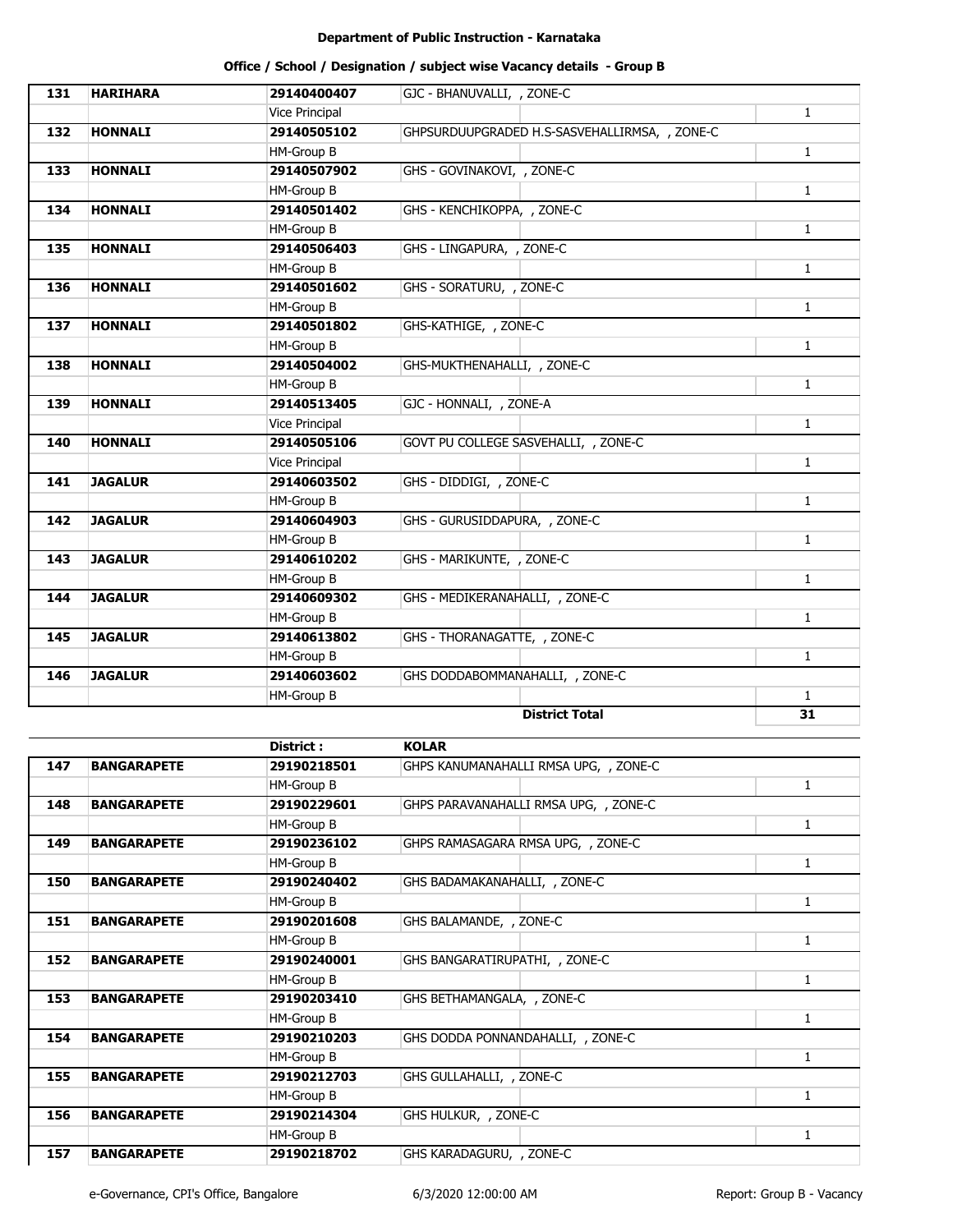# Department of Public Instruction - Karnataka

## Office / School / Designation / subject wise Vacancy details - Group B

| | | | | |
|---|---|---|---|---|
| 131 | HARIHARA | 29140400407 | GJC - BHANUVALLI, , ZONE-C | |
| | | Vice Principal | | 1 |
| 132 | HONNALI | 29140505102 | GHPSURDUUPGRADED H.S-SASVEHALLIRMSA, , ZONE-C | |
| | | HM-Group B | | 1 |
| 133 | HONNALI | 29140507902 | GHS - GOVINAKOVI, , ZONE-C | |
| | | HM-Group B | | 1 |
| 134 | HONNALI | 29140501402 | GHS - KENCHIKOPPA, , ZONE-C | |
| | | HM-Group B | | 1 |
| 135 | HONNALI | 29140506403 | GHS - LINGAPURA, , ZONE-C | |
| | | HM-Group B | | 1 |
| 136 | HONNALI | 29140501602 | GHS - SORATURU, , ZONE-C | |
| | | HM-Group B | | 1 |
| 137 | HONNALI | 29140501802 | GHS-KATHIGE, , ZONE-C | |
| | | HM-Group B | | 1 |
| 138 | HONNALI | 29140504002 | GHS-MUKTHENAHALLI, , ZONE-C | |
| | | HM-Group B | | 1 |
| 139 | HONNALI | 29140513405 | GJC - HONNALI, , ZONE-A | |
| | | Vice Principal | | 1 |
| 140 | HONNALI | 29140505106 | GOVT PU COLLEGE SASVEHALLI, , ZONE-C | |
| | | Vice Principal | | 1 |
| 141 | JAGALUR | 29140603502 | GHS - DIDDIGI, , ZONE-C | |
| | | HM-Group B | | 1 |
| 142 | JAGALUR | 29140604903 | GHS - GURUSIDDAPURA, , ZONE-C | |
| | | HM-Group B | | 1 |
| 143 | JAGALUR | 29140610202 | GHS - MARIKUNTE, , ZONE-C | |
| | | HM-Group B | | 1 |
| 144 | JAGALUR | 29140609302 | GHS - MEDIKERANAHALLI, , ZONE-C | |
| | | HM-Group B | | 1 |
| 145 | JAGALUR | 29140613802 | GHS - THORANAGATTE, , ZONE-C | |
| | | HM-Group B | | 1 |
| 146 | JAGALUR | 29140603602 | GHS DODDABOMMANAHALLI, , ZONE-C | |
| | | HM-Group B | | 1 |
| | | | **District Total** | **31** |

| | | | | |
|---|---|---|---|---|
| | | **District :** | **KOLAR** | |
| 147 | BANGARAPETE | 29190218501 | GHPS KANUMANAHALLI RMSA UPG, , ZONE-C | |
| | | HM-Group B | | 1 |
| 148 | BANGARAPETE | 29190229601 | GHPS PARAVANAHALLI RMSA UPG, , ZONE-C | |
| | | HM-Group B | | 1 |
| 149 | BANGARAPETE | 29190236102 | GHPS RAMASAGARA RMSA UPG, , ZONE-C | |
| | | HM-Group B | | 1 |
| 150 | BANGARAPETE | 29190240402 | GHS BADAMAKANAHALLI, , ZONE-C | |
| | | HM-Group B | | 1 |
| 151 | BANGARAPETE | 29190201608 | GHS BALAMANDE, , ZONE-C | |
| | | HM-Group B | | 1 |
| 152 | BANGARAPETE | 29190240001 | GHS BANGARATIRUPATHI, , ZONE-C | |
| | | HM-Group B | | 1 |
| 153 | BANGARAPETE | 29190203410 | GHS BETHAMANGALA, , ZONE-C | |
| | | HM-Group B | | 1 |
| 154 | BANGARAPETE | 29190210203 | GHS DODDA PONNANDAHALLI, , ZONE-C | |
| | | HM-Group B | | 1 |
| 155 | BANGARAPETE | 29190212703 | GHS GULLAHALLI, , ZONE-C | |
| | | HM-Group B | | 1 |
| 156 | BANGARAPETE | 29190214304 | GHS HULKUR, , ZONE-C | |
| | | HM-Group B | | 1 |
| 157 | BANGARAPETE | 29190218702 | GHS KARADAGURU, , ZONE-C | |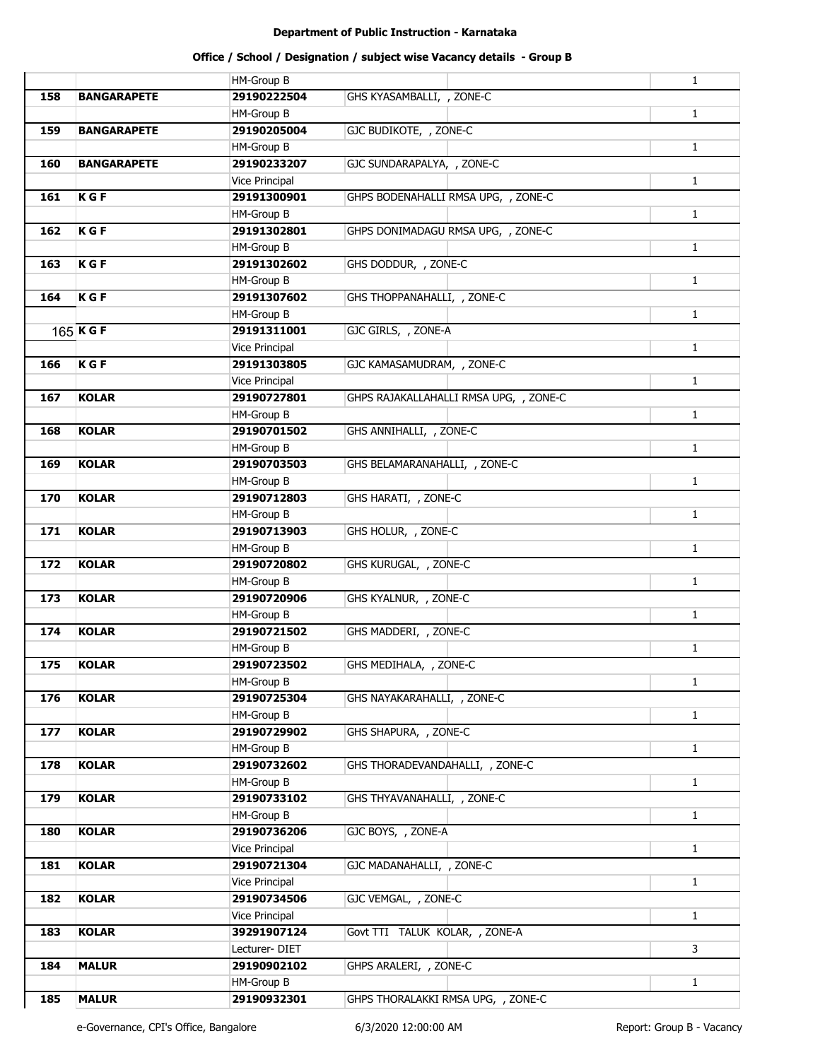# Department of Public Instruction - Karnataka

## Office / School / Designation / subject wise Vacancy details - Group B

| | | | | |
|---|---|---|---|---|
| | | HM-Group B | | 1 |
| 158 | BANGARAPETE | 29190222504 | GHS KYASAMBALLI, , ZONE-C | |
| | | HM-Group B | | 1 |
| 159 | BANGARAPETE | 29190205004 | GJC BUDIKOTE, , ZONE-C | |
| | | HM-Group B | | 1 |
| 160 | BANGARAPETE | 29190233207 | GJC SUNDARAPALYA, , ZONE-C | |
| | | Vice Principal | | 1 |
| 161 | K G F | 29191300901 | GHPS BODENAHALLI RMSA UPG, , ZONE-C | |
| | | HM-Group B | | 1 |
| 162 | K G F | 29191302801 | GHPS DONIMADAGU RMSA UPG, , ZONE-C | |
| | | HM-Group B | | 1 |
| 163 | K G F | 29191302602 | GHS DODDUR, , ZONE-C | |
| | | HM-Group B | | 1 |
| 164 | K G F | 29191307602 | GHS THOPPANAHALLI, , ZONE-C | |
| | | HM-Group B | | 1 |
| 165 | K G F | 29191311001 | GJC GIRLS, , ZONE-A | |
| | | Vice Principal | | 1 |
| 166 | K G F | 29191303805 | GJC KAMASAMUDRAM, , ZONE-C | |
| | | Vice Principal | | 1 |
| 167 | KOLAR | 29190727801 | GHPS RAJAKALLAHALLI RMSA UPG, , ZONE-C | |
| | | HM-Group B | | 1 |
| 168 | KOLAR | 29190701502 | GHS ANNIHALLI, , ZONE-C | |
| | | HM-Group B | | 1 |
| 169 | KOLAR | 29190703503 | GHS BELAMARANAHALLI, , ZONE-C | |
| | | HM-Group B | | 1 |
| 170 | KOLAR | 29190712803 | GHS HARATI, , ZONE-C | |
| | | HM-Group B | | 1 |
| 171 | KOLAR | 29190713903 | GHS HOLUR, , ZONE-C | |
| | | HM-Group B | | 1 |
| 172 | KOLAR | 29190720802 | GHS KURUGAL, , ZONE-C | |
| | | HM-Group B | | 1 |
| 173 | KOLAR | 29190720906 | GHS KYALNUR, , ZONE-C | |
| | | HM-Group B | | 1 |
| 174 | KOLAR | 29190721502 | GHS MADDERI, , ZONE-C | |
| | | HM-Group B | | 1 |
| 175 | KOLAR | 29190723502 | GHS MEDIHALA, , ZONE-C | |
| | | HM-Group B | | 1 |
| 176 | KOLAR | 29190725304 | GHS NAYAKARAHALLI, , ZONE-C | |
| | | HM-Group B | | 1 |
| 177 | KOLAR | 29190729902 | GHS SHAPURA, , ZONE-C | |
| | | HM-Group B | | 1 |
| 178 | KOLAR | 29190732602 | GHS THORADEVANDAHALLI, , ZONE-C | |
| | | HM-Group B | | 1 |
| 179 | KOLAR | 29190733102 | GHS THYAVANAHALLI, , ZONE-C | |
| | | HM-Group B | | 1 |
| 180 | KOLAR | 29190736206 | GJC BOYS, , ZONE-A | |
| | | Vice Principal | | 1 |
| 181 | KOLAR | 29190721304 | GJC MADANAHALLI, , ZONE-C | |
| | | Vice Principal | | 1 |
| 182 | KOLAR | 29190734506 | GJC VEMGAL, , ZONE-C | |
| | | Vice Principal | | 1 |
| 183 | KOLAR | 39291907124 | Govt TTI TALUK KOLAR, , ZONE-A | |
| | | Lecturer- DIET | | 3 |
| 184 | MALUR | 29190902102 | GHPS ARALERI, , ZONE-C | |
| | | HM-Group B | | 1 |
| 185 | MALUR | 29190932301 | GHPS THORALAKKI RMSA UPG, , ZONE-C | |

e-Governance, CPI's Office, Bangalore    6/3/2020 12:00:00 AM    Report: Group B - Vacancy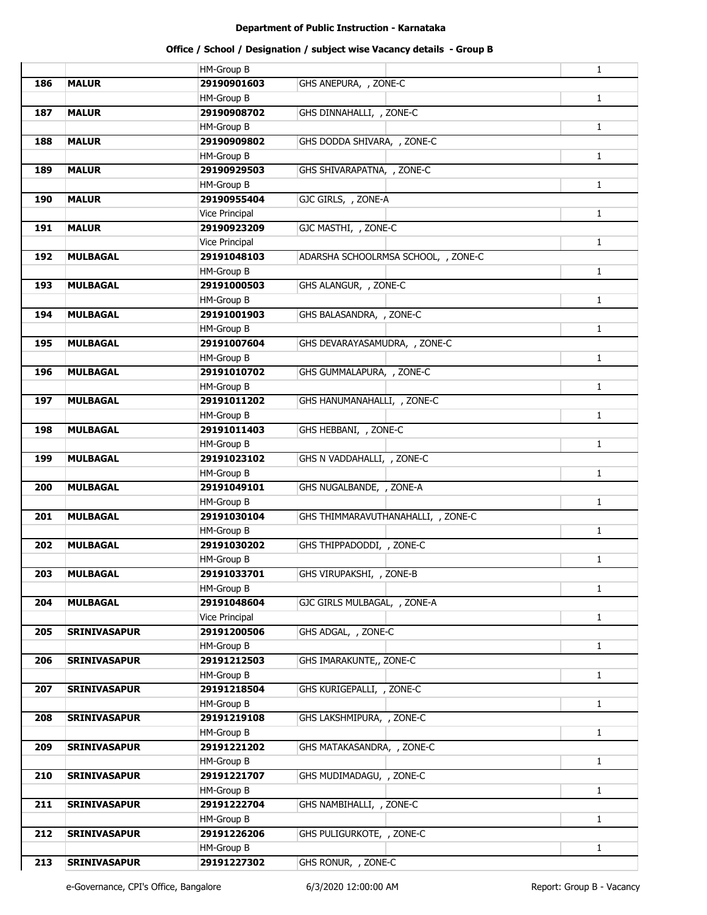# Department of Public Instruction - Karnataka

## Office / School / Designation / subject wise Vacancy details - Group B

| | | | | | |
|---|---|---|---|---|---|
| | | HM-Group B | | | 1 |
| 186 | MALUR | 29190901603 | GHS ANEPURA, , ZONE-C | | |
| | | HM-Group B | | | 1 |
| 187 | MALUR | 29190908702 | GHS DINNAHALLI, , ZONE-C | | |
| | | HM-Group B | | | 1 |
| 188 | MALUR | 29190909802 | GHS DODDA SHIVARA, , ZONE-C | | |
| | | HM-Group B | | | 1 |
| 189 | MALUR | 29190929503 | GHS SHIVARAPATNA, , ZONE-C | | |
| | | HM-Group B | | | 1 |
| 190 | MALUR | 29190955404 | GJC GIRLS, , ZONE-A | | |
| | | Vice Principal | | | 1 |
| 191 | MALUR | 29190923209 | GJC MASTHI, , ZONE-C | | |
| | | Vice Principal | | | 1 |
| 192 | MULBAGAL | 29191048103 | ADARSHA SCHOOLRMSA SCHOOL, , ZONE-C | | |
| | | HM-Group B | | | 1 |
| 193 | MULBAGAL | 29191000503 | GHS ALANGUR, , ZONE-C | | |
| | | HM-Group B | | | 1 |
| 194 | MULBAGAL | 29191001903 | GHS BALASANDRA, , ZONE-C | | |
| | | HM-Group B | | | 1 |
| 195 | MULBAGAL | 29191007604 | GHS DEVARAYASAMUDRA, , ZONE-C | | |
| | | HM-Group B | | | 1 |
| 196 | MULBAGAL | 29191010702 | GHS GUMMALAPURA, , ZONE-C | | |
| | | HM-Group B | | | 1 |
| 197 | MULBAGAL | 29191011202 | GHS HANUMANAHALLI, , ZONE-C | | |
| | | HM-Group B | | | 1 |
| 198 | MULBAGAL | 29191011403 | GHS HEBBANI, , ZONE-C | | |
| | | HM-Group B | | | 1 |
| 199 | MULBAGAL | 29191023102 | GHS N VADDAHALLI, , ZONE-C | | |
| | | HM-Group B | | | 1 |
| 200 | MULBAGAL | 29191049101 | GHS NUGALBANDE, , ZONE-A | | |
| | | HM-Group B | | | 1 |
| 201 | MULBAGAL | 29191030104 | GHS THIMMARAVUTHANAHALLI, , ZONE-C | | |
| | | HM-Group B | | | 1 |
| 202 | MULBAGAL | 29191030202 | GHS THIPPADODDI, , ZONE-C | | |
| | | HM-Group B | | | 1 |
| 203 | MULBAGAL | 29191033701 | GHS VIRUPAKSHI, , ZONE-B | | |
| | | HM-Group B | | | 1 |
| 204 | MULBAGAL | 29191048604 | GJC GIRLS MULBAGAL, , ZONE-A | | |
| | | Vice Principal | | | 1 |
| 205 | SRINIVASAPUR | 29191200506 | GHS ADGAL, , ZONE-C | | |
| | | HM-Group B | | | 1 |
| 206 | SRINIVASAPUR | 29191212503 | GHS IMARAKUNTE,, ZONE-C | | |
| | | HM-Group B | | | 1 |
| 207 | SRINIVASAPUR | 29191218504 | GHS KURIGEPALLI, , ZONE-C | | |
| | | HM-Group B | | | 1 |
| 208 | SRINIVASAPUR | 29191219108 | GHS LAKSHMIPURA, , ZONE-C | | |
| | | HM-Group B | | | 1 |
| 209 | SRINIVASAPUR | 29191221202 | GHS MATAKASANDRA, , ZONE-C | | |
| | | HM-Group B | | | 1 |
| 210 | SRINIVASAPUR | 29191221707 | GHS MUDIMADAGU, , ZONE-C | | |
| | | HM-Group B | | | 1 |
| 211 | SRINIVASAPUR | 29191222704 | GHS NAMBIHALLI, , ZONE-C | | |
| | | HM-Group B | | | 1 |
| 212 | SRINIVASAPUR | 29191226206 | GHS PULIGURKOTE, , ZONE-C | | |
| | | HM-Group B | | | 1 |
| 213 | SRINIVASAPUR | 29191227302 | GHS RONUR, , ZONE-C | | |

e-Governance, CPI's Office, Bangalore 6/3/2020 12:00:00 AM Report: Group B - Vacancy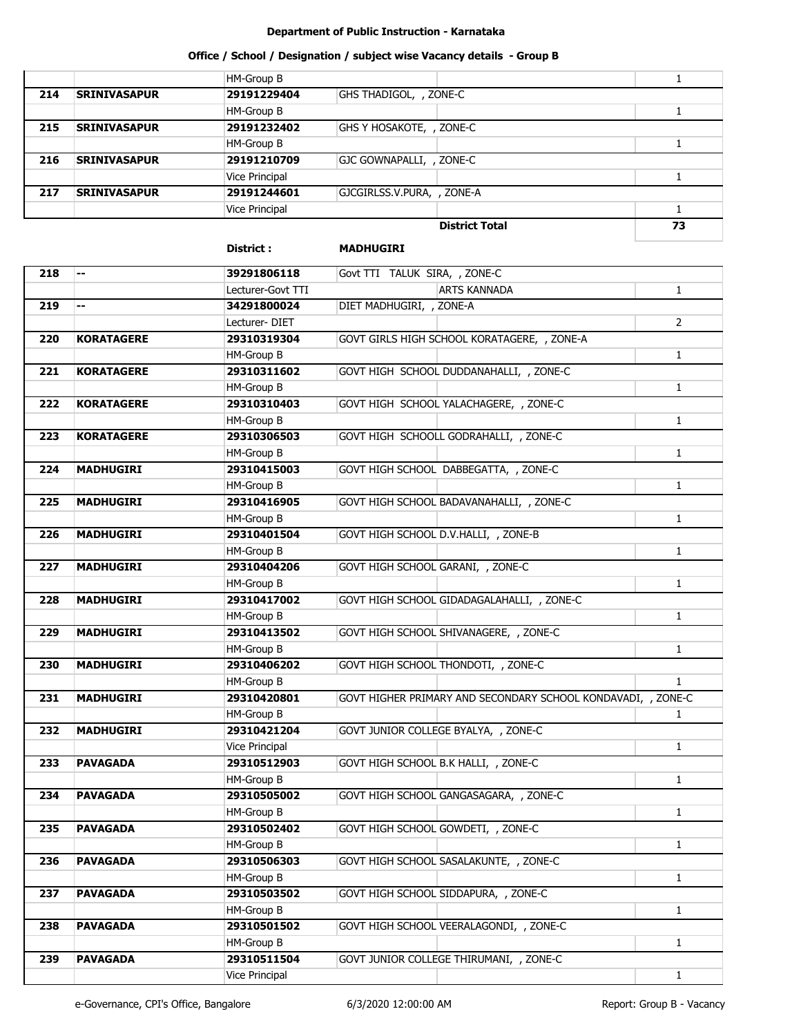**Department of Public Instruction - Karnataka**

**Office / School / Designation / subject wise Vacancy details - Group B**

| | | | | | |
|---|---|---|---|---|---|
| | | HM-Group B | | | 1 |
| **214** | **SRINIVASAPUR** | **29191229404** | GHS THADIGOL, , ZONE-C | | |
| | | HM-Group B | | | 1 |
| **215** | **SRINIVASAPUR** | **29191232402** | GHS Y HOSAKOTE, , ZONE-C | | |
| | | HM-Group B | | | 1 |
| **216** | **SRINIVASAPUR** | **29191210709** | GJC GOWNAPALLI, , ZONE-C | | |
| | | Vice Principal | | | 1 |
| **217** | **SRINIVASAPUR** | **29191244601** | GJCGIRLSS.V.PURA, , ZONE-A | | |
| | | Vice Principal | | | 1 |
| | | | | **District Total** | **73** |

**District : MADHUGIRI**

| | | | | | |
|---|---|---|---|---|---|
| **218** | **--** | **39291806118** | Govt TTI TALUK SIRA, , ZONE-C | | |
| | | Lecturer-Govt TTI | | ARTS KANNADA | 1 |
| **219** | **--** | **34291800024** | DIET MADHUGIRI, , ZONE-A | | |
| | | Lecturer- DIET | | | 2 |
| **220** | **KORATAGERE** | **29310319304** | GOVT GIRLS HIGH SCHOOL KORATAGERE, , ZONE-A | | |
| | | HM-Group B | | | 1 |
| **221** | **KORATAGERE** | **29310311602** | GOVT HIGH SCHOOL DUDDANAHALLI, , ZONE-C | | |
| | | HM-Group B | | | 1 |
| **222** | **KORATAGERE** | **29310310403** | GOVT HIGH SCHOOL YALACHAGERE, , ZONE-C | | |
| | | HM-Group B | | | 1 |
| **223** | **KORATAGERE** | **29310306503** | GOVT HIGH SCHOOLL GODRAHALLI, , ZONE-C | | |
| | | HM-Group B | | | 1 |
| **224** | **MADHUGIRI** | **29310415003** | GOVT HIGH SCHOOL DABBEGATTA, , ZONE-C | | |
| | | HM-Group B | | | 1 |
| **225** | **MADHUGIRI** | **29310416905** | GOVT HIGH SCHOOL BADAVANAHALLI, , ZONE-C | | |
| | | HM-Group B | | | 1 |
| **226** | **MADHUGIRI** | **29310401504** | GOVT HIGH SCHOOL D.V.HALLI, , ZONE-B | | |
| | | HM-Group B | | | 1 |
| **227** | **MADHUGIRI** | **29310404206** | GOVT HIGH SCHOOL GARANI, , ZONE-C | | |
| | | HM-Group B | | | 1 |
| **228** | **MADHUGIRI** | **29310417002** | GOVT HIGH SCHOOL GIDADAGALAHALLI, , ZONE-C | | |
| | | HM-Group B | | | 1 |
| **229** | **MADHUGIRI** | **29310413502** | GOVT HIGH SCHOOL SHIVANAGERE, , ZONE-C | | |
| | | HM-Group B | | | 1 |
| **230** | **MADHUGIRI** | **29310406202** | GOVT HIGH SCHOOL THONDOTI, , ZONE-C | | |
| | | HM-Group B | | | 1 |
| **231** | **MADHUGIRI** | **29310420801** | GOVT HIGHER PRIMARY AND SECONDARY SCHOOL KONDAVADI, , ZONE-C | | |
| | | HM-Group B | | | 1 |
| **232** | **MADHUGIRI** | **29310421204** | GOVT JUNIOR COLLEGE BYALYA, , ZONE-C | | |
| | | Vice Principal | | | 1 |
| **233** | **PAVAGADA** | **29310512903** | GOVT HIGH SCHOOL B.K HALLI, , ZONE-C | | |
| | | HM-Group B | | | 1 |
| **234** | **PAVAGADA** | **29310505002** | GOVT HIGH SCHOOL GANGASAGARA, , ZONE-C | | |
| | | HM-Group B | | | 1 |
| **235** | **PAVAGADA** | **29310502402** | GOVT HIGH SCHOOL GOWDETI, , ZONE-C | | |
| | | HM-Group B | | | 1 |
| **236** | **PAVAGADA** | **29310506303** | GOVT HIGH SCHOOL SASALAKUNTE, , ZONE-C | | |
| | | HM-Group B | | | 1 |
| **237** | **PAVAGADA** | **29310503502** | GOVT HIGH SCHOOL SIDDAPURA, , ZONE-C | | |
| | | HM-Group B | | | 1 |
| **238** | **PAVAGADA** | **29310501502** | GOVT HIGH SCHOOL VEERALAGONDI, , ZONE-C | | |
| | | HM-Group B | | | 1 |
| **239** | **PAVAGADA** | **29310511504** | GOVT JUNIOR COLLEGE THIRUMANI, , ZONE-C | | |
| | | Vice Principal | | | 1 |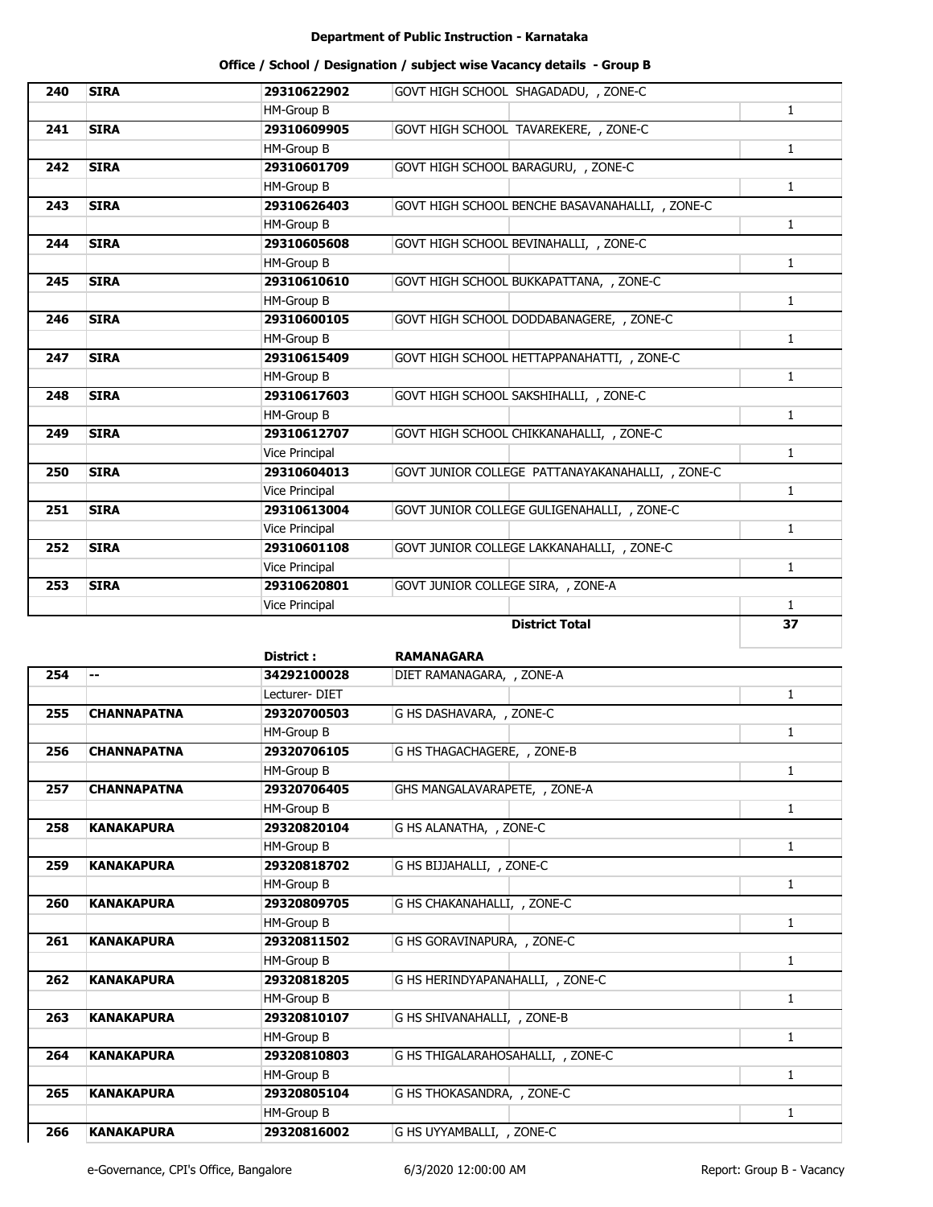**Department of Public Instruction - Karnataka**

**Office / School / Designation / subject wise Vacancy details - Group B**

| | | | | |
|---|---|---|---|---|
| **240** | **SIRA** | **29310622902** | GOVT HIGH SCHOOL SHAGADADU, , ZONE-C | |
| | | HM-Group B | | 1 |
| **241** | **SIRA** | **29310609905** | GOVT HIGH SCHOOL TAVAREKERE, , ZONE-C | |
| | | HM-Group B | | 1 |
| **242** | **SIRA** | **29310601709** | GOVT HIGH SCHOOL BARAGURU, , ZONE-C | |
| | | HM-Group B | | 1 |
| **243** | **SIRA** | **29310626403** | GOVT HIGH SCHOOL BENCHE BASAVANAHALLI, , ZONE-C | |
| | | HM-Group B | | 1 |
| **244** | **SIRA** | **29310605608** | GOVT HIGH SCHOOL BEVINAHALLI, , ZONE-C | |
| | | HM-Group B | | 1 |
| **245** | **SIRA** | **29310610610** | GOVT HIGH SCHOOL BUKKAPATTANA, , ZONE-C | |
| | | HM-Group B | | 1 |
| **246** | **SIRA** | **29310600105** | GOVT HIGH SCHOOL DODDABANAGERE, , ZONE-C | |
| | | HM-Group B | | 1 |
| **247** | **SIRA** | **29310615409** | GOVT HIGH SCHOOL HETTAPPANAHATTI, , ZONE-C | |
| | | HM-Group B | | 1 |
| **248** | **SIRA** | **29310617603** | GOVT HIGH SCHOOL SAKSHIHALLI, , ZONE-C | |
| | | HM-Group B | | 1 |
| **249** | **SIRA** | **29310612707** | GOVT HIGH SCHOOL CHIKKANAHALLI, , ZONE-C | |
| | | Vice Principal | | 1 |
| **250** | **SIRA** | **29310604013** | GOVT JUNIOR COLLEGE PATTANAYAKANAHALLI, , ZONE-C | |
| | | Vice Principal | | 1 |
| **251** | **SIRA** | **29310613004** | GOVT JUNIOR COLLEGE GULIGENAHALLI, , ZONE-C | |
| | | Vice Principal | | 1 |
| **252** | **SIRA** | **29310601108** | GOVT JUNIOR COLLEGE LAKKANAHALLI, , ZONE-C | |
| | | Vice Principal | | 1 |
| **253** | **SIRA** | **29310620801** | GOVT JUNIOR COLLEGE SIRA, , ZONE-A | |
| | | Vice Principal | | 1 |
| | | | **District Total** | **37** |

| | | **District :** | **RAMANAGARA** | |
|---|---|---|---|---|
| **254** | **--** | **34292100028** | DIET RAMANAGARA, , ZONE-A | |
| | | Lecturer- DIET | | 1 |
| **255** | **CHANNAPATNA** | **29320700503** | G HS DASHAVARA, , ZONE-C | |
| | | HM-Group B | | 1 |
| **256** | **CHANNAPATNA** | **29320706105** | G HS THAGACHAGERE, , ZONE-B | |
| | | HM-Group B | | 1 |
| **257** | **CHANNAPATNA** | **29320706405** | GHS MANGALAVARAPETE, , ZONE-A | |
| | | HM-Group B | | 1 |
| **258** | **KANAKAPURA** | **29320820104** | G HS ALANATHA, , ZONE-C | |
| | | HM-Group B | | 1 |
| **259** | **KANAKAPURA** | **29320818702** | G HS BIJJAHALLI, , ZONE-C | |
| | | HM-Group B | | 1 |
| **260** | **KANAKAPURA** | **29320809705** | G HS CHAKANAHALLI, , ZONE-C | |
| | | HM-Group B | | 1 |
| **261** | **KANAKAPURA** | **29320811502** | G HS GORAVINAPURA, , ZONE-C | |
| | | HM-Group B | | 1 |
| **262** | **KANAKAPURA** | **29320818205** | G HS HERINDYAPANAHALLI, , ZONE-C | |
| | | HM-Group B | | 1 |
| **263** | **KANAKAPURA** | **29320810107** | G HS SHIVANAHALLI, , ZONE-B | |
| | | HM-Group B | | 1 |
| **264** | **KANAKAPURA** | **29320810803** | G HS THIGALARAHOSAHALLI, , ZONE-C | |
| | | HM-Group B | | 1 |
| **265** | **KANAKAPURA** | **29320805104** | G HS THOKASANDRA, , ZONE-C | |
| | | HM-Group B | | 1 |
| **266** | **KANAKAPURA** | **29320816002** | G HS UYYAMBALLI, , ZONE-C | |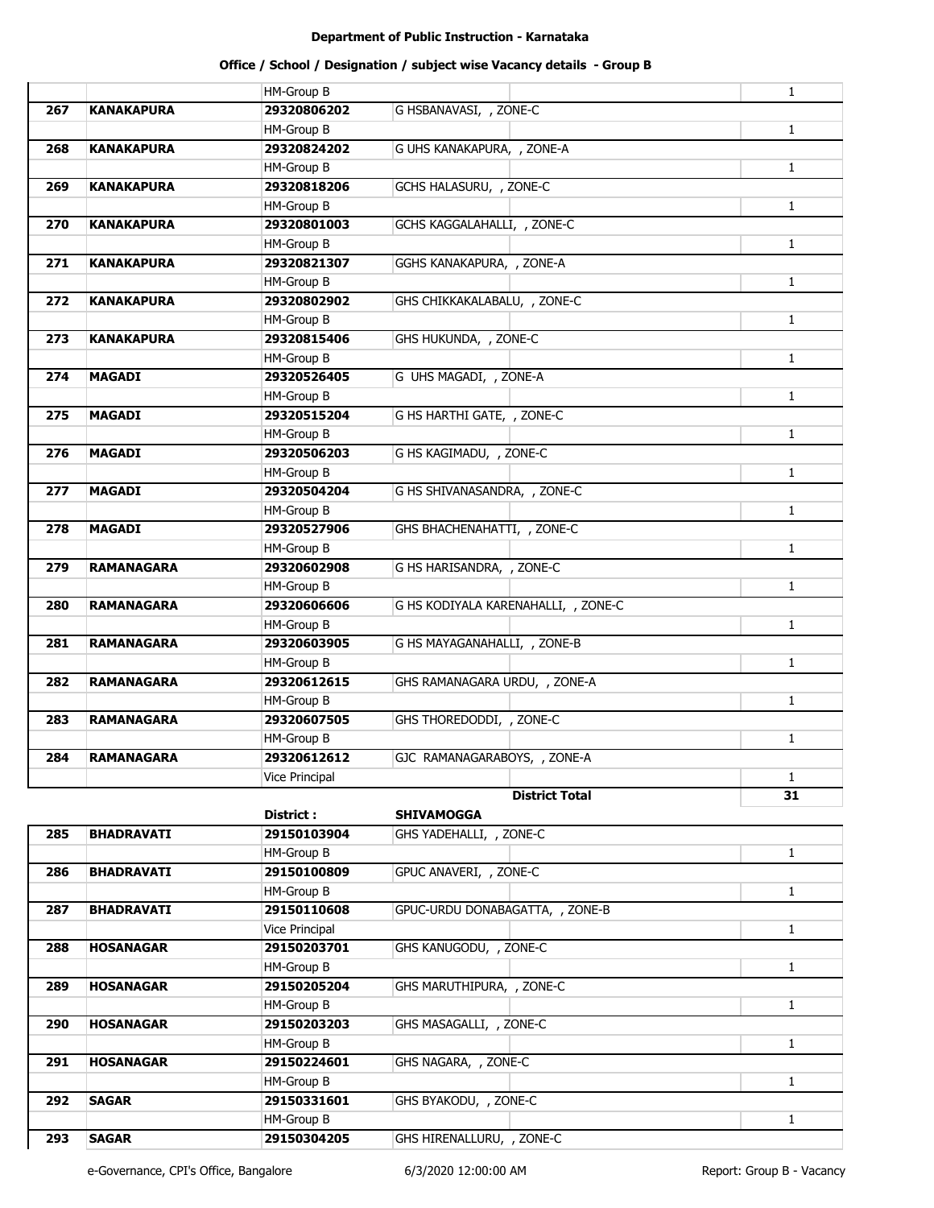**Department of Public Instruction - Karnataka**

**Office / School / Designation / subject wise Vacancy details - Group B**

| | | | | | |
|---|---|---|---|---|---|
| | | HM-Group B | | | 1 |
| **267** | **KANAKAPURA** | **29320806202** | G HSBANAVASI, , ZONE-C | | |
| | | HM-Group B | | | 1 |
| **268** | **KANAKAPURA** | **29320824202** | G UHS KANAKAPURA, , ZONE-A | | |
| | | HM-Group B | | | 1 |
| **269** | **KANAKAPURA** | **29320818206** | GCHS HALASURU, , ZONE-C | | |
| | | HM-Group B | | | 1 |
| **270** | **KANAKAPURA** | **29320801003** | GCHS KAGGALAHALLI, , ZONE-C | | |
| | | HM-Group B | | | 1 |
| **271** | **KANAKAPURA** | **29320821307** | GGHS KANAKAPURA, , ZONE-A | | |
| | | HM-Group B | | | 1 |
| **272** | **KANAKAPURA** | **29320802902** | GHS CHIKKAKALABALU, , ZONE-C | | |
| | | HM-Group B | | | 1 |
| **273** | **KANAKAPURA** | **29320815406** | GHS HUKUNDA, , ZONE-C | | |
| | | HM-Group B | | | 1 |
| **274** | **MAGADI** | **29320526405** | G UHS MAGADI, , ZONE-A | | |
| | | HM-Group B | | | 1 |
| **275** | **MAGADI** | **29320515204** | G HS HARTHI GATE, , ZONE-C | | |
| | | HM-Group B | | | 1 |
| **276** | **MAGADI** | **29320506203** | G HS KAGIMADU, , ZONE-C | | |
| | | HM-Group B | | | 1 |
| **277** | **MAGADI** | **29320504204** | G HS SHIVANASANDRA, , ZONE-C | | |
| | | HM-Group B | | | 1 |
| **278** | **MAGADI** | **29320527906** | GHS BHACHENAHATTI, , ZONE-C | | |
| | | HM-Group B | | | 1 |
| **279** | **RAMANAGARA** | **29320602908** | G HS HARISANDRA, , ZONE-C | | |
| | | HM-Group B | | | 1 |
| **280** | **RAMANAGARA** | **29320606606** | G HS KODIYALA KARENAHALLI, , ZONE-C | | |
| | | HM-Group B | | | 1 |
| **281** | **RAMANAGARA** | **29320603905** | G HS MAYAGANAHALLI, , ZONE-B | | |
| | | HM-Group B | | | 1 |
| **282** | **RAMANAGARA** | **29320612615** | GHS RAMANAGARA URDU, , ZONE-A | | |
| | | HM-Group B | | | 1 |
| **283** | **RAMANAGARA** | **29320607505** | GHS THOREDODDI, , ZONE-C | | |
| | | HM-Group B | | | 1 |
| **284** | **RAMANAGARA** | **29320612612** | GJC RAMANAGARABOYS, , ZONE-A | | |
| | | Vice Principal | | | 1 |
| | | | | **District Total** | **31** |
| | | **District :** | **SHIVAMOGGA** | | |
| **285** | **BHADRAVATI** | **29150103904** | GHS YADEHALLI, , ZONE-C | | |
| | | HM-Group B | | | 1 |
| **286** | **BHADRAVATI** | **29150100809** | GPUC ANAVERI, , ZONE-C | | |
| | | HM-Group B | | | 1 |
| **287** | **BHADRAVATI** | **29150110608** | GPUC-URDU DONABAGATTA, , ZONE-B | | |
| | | Vice Principal | | | 1 |
| **288** | **HOSANAGAR** | **29150203701** | GHS KANUGODU, , ZONE-C | | |
| | | HM-Group B | | | 1 |
| **289** | **HOSANAGAR** | **29150205204** | GHS MARUTHIPURA, , ZONE-C | | |
| | | HM-Group B | | | 1 |
| **290** | **HOSANAGAR** | **29150203203** | GHS MASAGALLI, , ZONE-C | | |
| | | HM-Group B | | | 1 |
| **291** | **HOSANAGAR** | **29150224601** | GHS NAGARA, , ZONE-C | | |
| | | HM-Group B | | | 1 |
| **292** | **SAGAR** | **29150331601** | GHS BYAKODU, , ZONE-C | | |
| | | HM-Group B | | | 1 |
| **293** | **SAGAR** | **29150304205** | GHS HIRENALLURU, , ZONE-C | | |

e-Governance, CPI's Office, Bangalore 6/3/2020 12:00:00 AM Report: Group B - Vacancy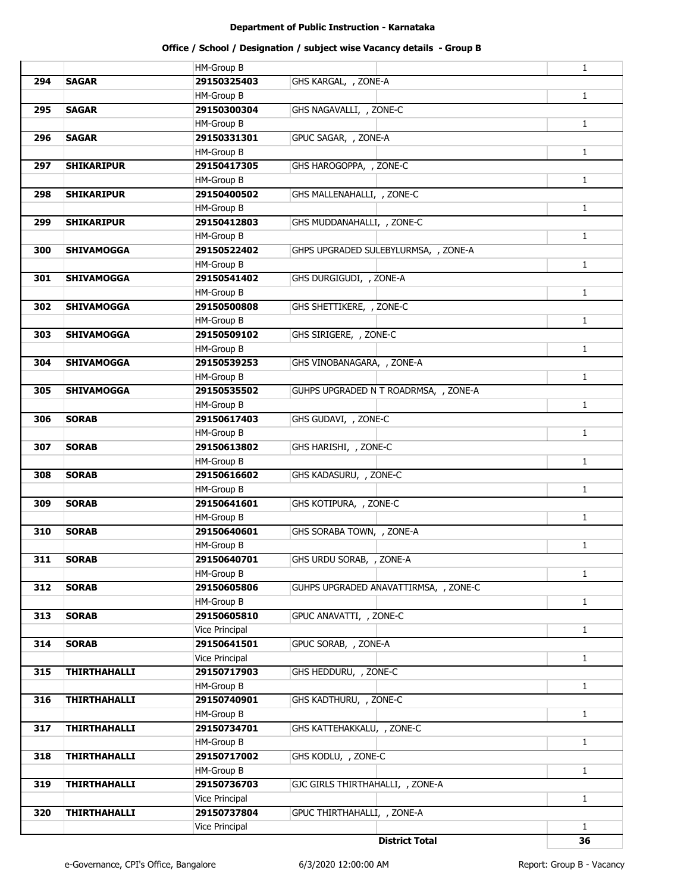# Department of Public Instruction - Karnataka

## Office / School / Designation / subject wise Vacancy details - Group B

| | | | | | |
|---|---|---|---|---|---|
| | | HM-Group B | | | 1 |
| 294 | SAGAR | 29150325403 | GHS KARGAL, , ZONE-A | | |
| | | HM-Group B | | | 1 |
| 295 | SAGAR | 29150300304 | GHS NAGAVALLI, , ZONE-C | | |
| | | HM-Group B | | | 1 |
| 296 | SAGAR | 29150331301 | GPUC SAGAR, , ZONE-A | | |
| | | HM-Group B | | | 1 |
| 297 | SHIKARIPUR | 29150417305 | GHS HAROGOPPA, , ZONE-C | | |
| | | HM-Group B | | | 1 |
| 298 | SHIKARIPUR | 29150400502 | GHS MALLENAHALLI, , ZONE-C | | |
| | | HM-Group B | | | 1 |
| 299 | SHIKARIPUR | 29150412803 | GHS MUDDANAHALLI, , ZONE-C | | |
| | | HM-Group B | | | 1 |
| 300 | SHIVAMOGGA | 29150522402 | GHPS UPGRADED SULEBYLURMSA, , ZONE-A | | |
| | | HM-Group B | | | 1 |
| 301 | SHIVAMOGGA | 29150541402 | GHS DURGIGUDI, , ZONE-A | | |
| | | HM-Group B | | | 1 |
| 302 | SHIVAMOGGA | 29150500808 | GHS SHETTIKERE, , ZONE-C | | |
| | | HM-Group B | | | 1 |
| 303 | SHIVAMOGGA | 29150509102 | GHS SIRIGERE, , ZONE-C | | |
| | | HM-Group B | | | 1 |
| 304 | SHIVAMOGGA | 29150539253 | GHS VINOBANAGARA, , ZONE-A | | |
| | | HM-Group B | | | 1 |
| 305 | SHIVAMOGGA | 29150535502 | GUHPS UPGRADED N T ROADRMSA, , ZONE-A | | |
| | | HM-Group B | | | 1 |
| 306 | SORAB | 29150617403 | GHS GUDAVI, , ZONE-C | | |
| | | HM-Group B | | | 1 |
| 307 | SORAB | 29150613802 | GHS HARISHI, , ZONE-C | | |
| | | HM-Group B | | | 1 |
| 308 | SORAB | 29150616602 | GHS KADASURU, , ZONE-C | | |
| | | HM-Group B | | | 1 |
| 309 | SORAB | 29150641601 | GHS KOTIPURA, , ZONE-C | | |
| | | HM-Group B | | | 1 |
| 310 | SORAB | 29150640601 | GHS SORABA TOWN, , ZONE-A | | |
| | | HM-Group B | | | 1 |
| 311 | SORAB | 29150640701 | GHS URDU SORAB, , ZONE-A | | |
| | | HM-Group B | | | 1 |
| 312 | SORAB | 29150605806 | GUHPS UPGRADED ANAVATTIRMSA, , ZONE-C | | |
| | | HM-Group B | | | 1 |
| 313 | SORAB | 29150605810 | GPUC ANAVATTI, , ZONE-C | | |
| | | Vice Principal | | | 1 |
| 314 | SORAB | 29150641501 | GPUC SORAB, , ZONE-A | | |
| | | Vice Principal | | | 1 |
| 315 | THIRTHAHALLI | 29150717903 | GHS HEDDURU, , ZONE-C | | |
| | | HM-Group B | | | 1 |
| 316 | THIRTHAHALLI | 29150740901 | GHS KADTHURU, , ZONE-C | | |
| | | HM-Group B | | | 1 |
| 317 | THIRTHAHALLI | 29150734701 | GHS KATTEHAKKALU, , ZONE-C | | |
| | | HM-Group B | | | 1 |
| 318 | THIRTHAHALLI | 29150717002 | GHS KODLU, , ZONE-C | | |
| | | HM-Group B | | | 1 |
| 319 | THIRTHAHALLI | 29150736703 | GJC GIRLS THIRTHAHALLI, , ZONE-A | | |
| | | Vice Principal | | | 1 |
| 320 | THIRTHAHALLI | 29150737804 | GPUC THIRTHAHALLI, , ZONE-A | | |
| | | Vice Principal | | | 1 |
| | | | | **District Total** | **36** |

e-Governance, CPI's Office, Bangalore | 6/3/2020 12:00:00 AM | Report: Group B - Vacancy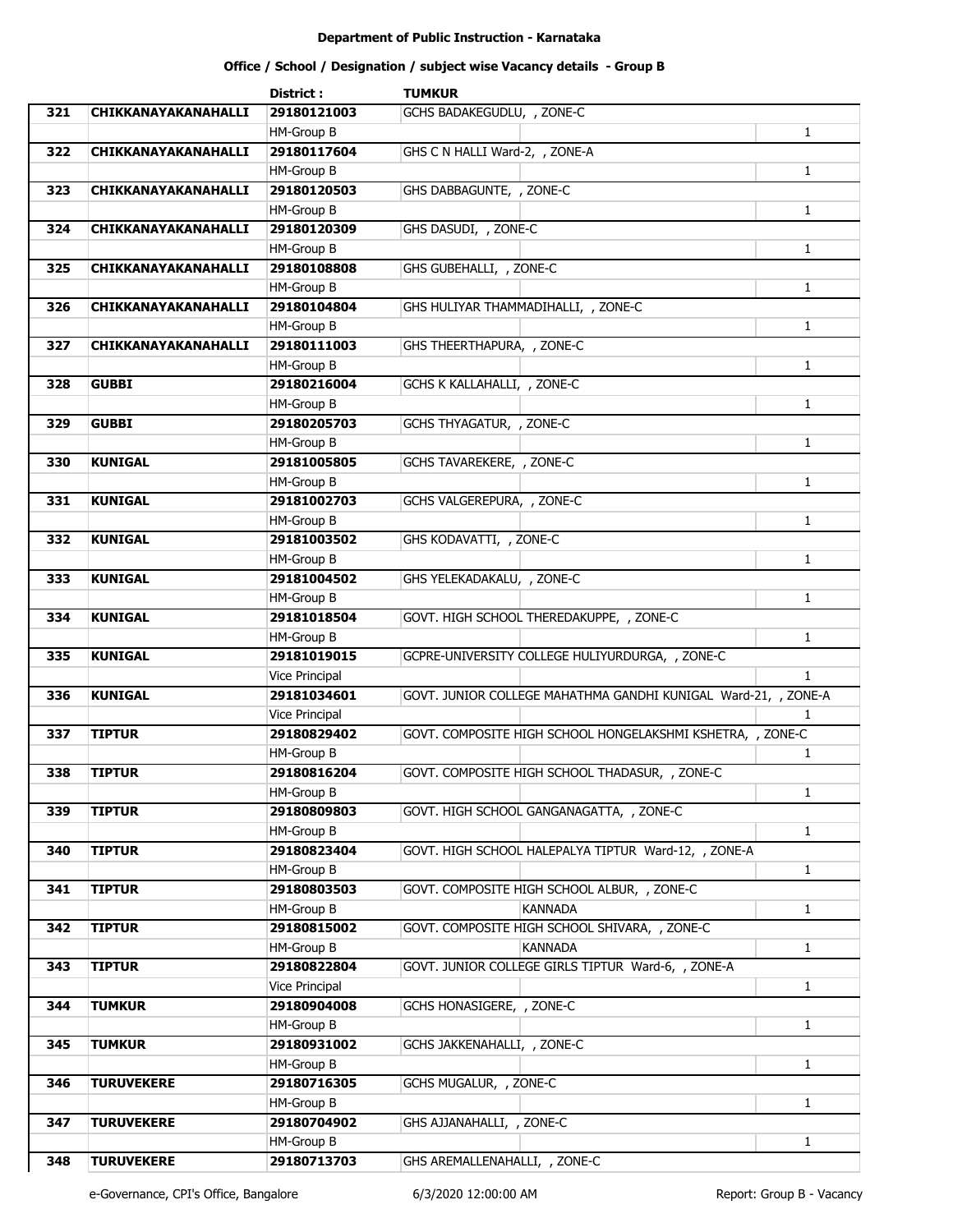**Department of Public Instruction - Karnataka**

**Office / School / Designation / subject wise Vacancy details - Group B**

| | | District : | TUMKUR | | |
|---|---|---|---|---|---|
| 321 | CHIKKANAYAKANAHALLI | 29180121003 | GCHS BADAKEGUDLU, , ZONE-C | | |
| | | HM-Group B | | | 1 |
| 322 | CHIKKANAYAKANAHALLI | 29180117604 | GHS C N HALLI Ward-2, , ZONE-A | | |
| | | HM-Group B | | | 1 |
| 323 | CHIKKANAYAKANAHALLI | 29180120503 | GHS DABBAGUNTE, , ZONE-C | | |
| | | HM-Group B | | | 1 |
| 324 | CHIKKANAYAKANAHALLI | 29180120309 | GHS DASUDI, , ZONE-C | | |
| | | HM-Group B | | | 1 |
| 325 | CHIKKANAYAKANAHALLI | 29180108808 | GHS GUBEHALLI, , ZONE-C | | |
| | | HM-Group B | | | 1 |
| 326 | CHIKKANAYAKANAHALLI | 29180104804 | GHS HULIYAR THAMMADIHALLI, , ZONE-C | | |
| | | HM-Group B | | | 1 |
| 327 | CHIKKANAYAKANAHALLI | 29180111003 | GHS THEERTHAPURA, , ZONE-C | | |
| | | HM-Group B | | | 1 |
| 328 | GUBBI | 29180216004 | GCHS K KALLAHALLI, , ZONE-C | | |
| | | HM-Group B | | | 1 |
| 329 | GUBBI | 29180205703 | GCHS THYAGATUR, , ZONE-C | | |
| | | HM-Group B | | | 1 |
| 330 | KUNIGAL | 29181005805 | GCHS TAVAREKERE, , ZONE-C | | |
| | | HM-Group B | | | 1 |
| 331 | KUNIGAL | 29181002703 | GCHS VALGEREPURA, , ZONE-C | | |
| | | HM-Group B | | | 1 |
| 332 | KUNIGAL | 29181003502 | GHS KODAVATTI, , ZONE-C | | |
| | | HM-Group B | | | 1 |
| 333 | KUNIGAL | 29181004502 | GHS YELEKADAKALU, , ZONE-C | | |
| | | HM-Group B | | | 1 |
| 334 | KUNIGAL | 29181018504 | GOVT. HIGH SCHOOL THEREDAKUPPE, , ZONE-C | | |
| | | HM-Group B | | | 1 |
| 335 | KUNIGAL | 29181019015 | GCPRE-UNIVERSITY COLLEGE HULIYURDURGA, , ZONE-C | | |
| | | Vice Principal | | | 1 |
| 336 | KUNIGAL | 29181034601 | GOVT. JUNIOR COLLEGE MAHATHMA GANDHI KUNIGAL Ward-21, , ZONE-A | | |
| | | Vice Principal | | | 1 |
| 337 | TIPTUR | 29180829402 | GOVT. COMPOSITE HIGH SCHOOL HONGELAKSHMI KSHETRA, , ZONE-C | | |
| | | HM-Group B | | | 1 |
| 338 | TIPTUR | 29180816204 | GOVT. COMPOSITE HIGH SCHOOL THADASUR, , ZONE-C | | |
| | | HM-Group B | | | 1 |
| 339 | TIPTUR | 29180809803 | GOVT. HIGH SCHOOL GANGANAGATTA, , ZONE-C | | |
| | | HM-Group B | | | 1 |
| 340 | TIPTUR | 29180823404 | GOVT. HIGH SCHOOL HALEPALYA TIPTUR Ward-12, , ZONE-A | | |
| | | HM-Group B | | | 1 |
| 341 | TIPTUR | 29180803503 | GOVT. COMPOSITE HIGH SCHOOL ALBUR, , ZONE-C | | |
| | | HM-Group B | | KANNADA | 1 |
| 342 | TIPTUR | 29180815002 | GOVT. COMPOSITE HIGH SCHOOL SHIVARA, , ZONE-C | | |
| | | HM-Group B | | KANNADA | 1 |
| 343 | TIPTUR | 29180822804 | GOVT. JUNIOR COLLEGE GIRLS TIPTUR Ward-6, , ZONE-A | | |
| | | Vice Principal | | | 1 |
| 344 | TUMKUR | 29180904008 | GCHS HONASIGERE, , ZONE-C | | |
| | | HM-Group B | | | 1 |
| 345 | TUMKUR | 29180931002 | GCHS JAKKENAHALLI, , ZONE-C | | |
| | | HM-Group B | | | 1 |
| 346 | TURUVEKERE | 29180716305 | GCHS MUGALUR, , ZONE-C | | |
| | | HM-Group B | | | 1 |
| 347 | TURUVEKERE | 29180704902 | GHS AJJANAHALLI, , ZONE-C | | |
| | | HM-Group B | | | 1 |
| 348 | TURUVEKERE | 29180713703 | GHS AREMALLENAHALLI, , ZONE-C | | |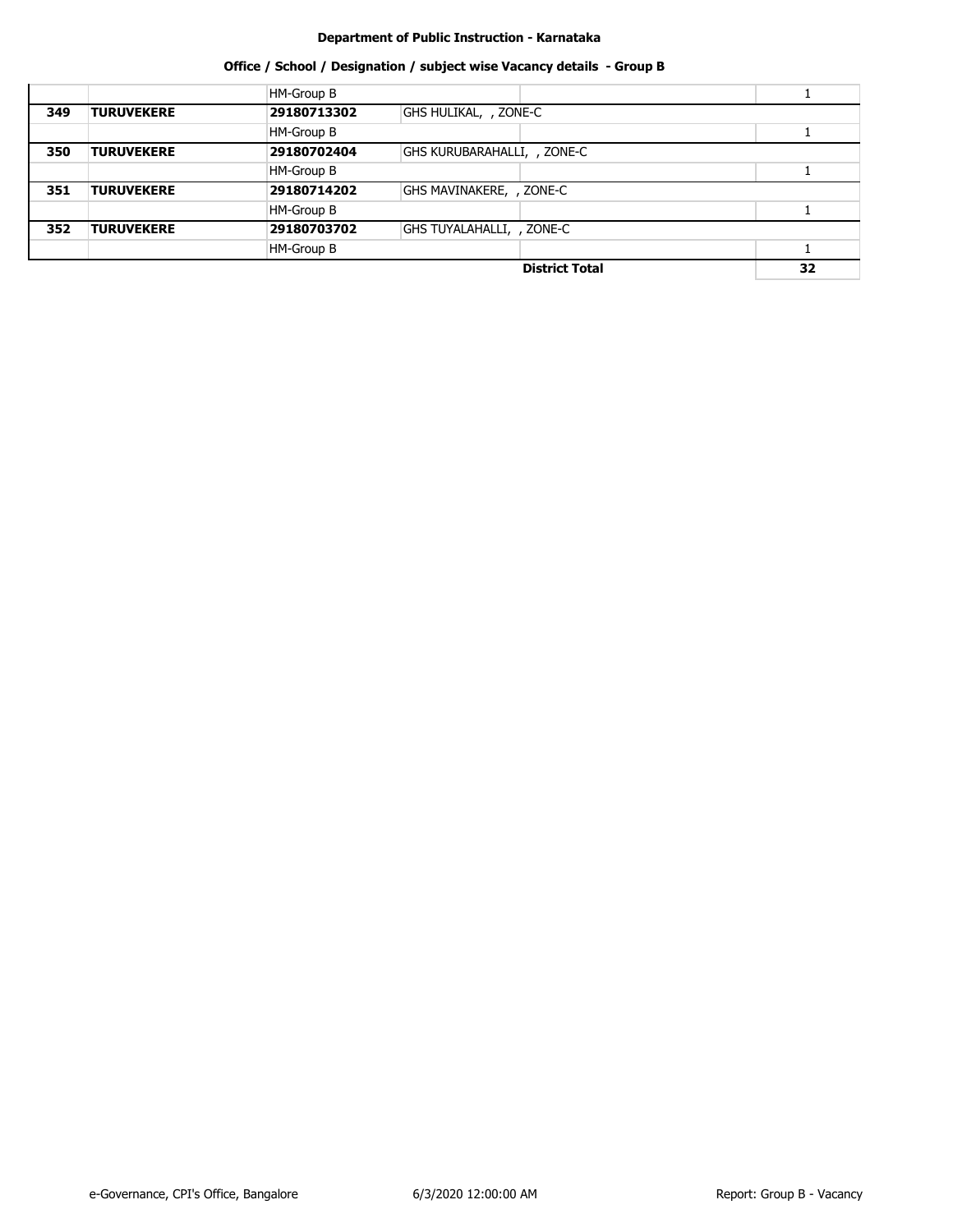**Department of Public Instruction - Karnataka**

**Office / School / Designation / subject wise Vacancy details - Group B**

| | | | | | |
|---|---|---|---|---|---|
| | | HM-Group B | | | 1 |
| **349** | **TURUVEKERE** | **29180713302** | GHS HULIKAL, , ZONE-C | | |
| | | HM-Group B | | | 1 |
| **350** | **TURUVEKERE** | **29180702404** | GHS KURUBARAHALLI, , ZONE-C | | |
| | | HM-Group B | | | 1 |
| **351** | **TURUVEKERE** | **29180714202** | GHS MAVINAKERE, , ZONE-C | | |
| | | HM-Group B | | | 1 |
| **352** | **TURUVEKERE** | **29180703702** | GHS TUYALAHALLI, , ZONE-C | | |
| | | HM-Group B | | | 1 |
| | | | | **District Total** | **32** |

e-Governance, CPI's Office, Bangalore 6/3/2020 12:00:00 AM Report: Group B - Vacancy